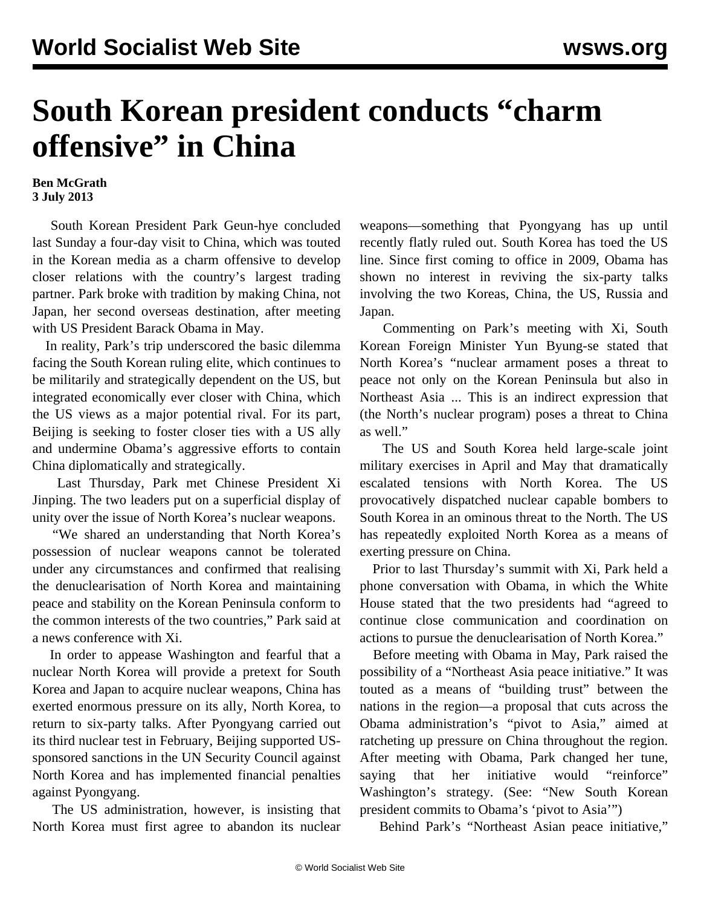# South Korean president conducts "charm offensive" in China

**Ben McGrath**
**3 July 2013**

South Korean President Park Geun-hye concluded last Sunday a four-day visit to China, which was touted in the Korean media as a charm offensive to develop closer relations with the country's largest trading partner. Park broke with tradition by making China, not Japan, her second overseas destination, after meeting with US President Barack Obama in May.

In reality, Park's trip underscored the basic dilemma facing the South Korean ruling elite, which continues to be militarily and strategically dependent on the US, but integrated economically ever closer with China, which the US views as a major potential rival. For its part, Beijing is seeking to foster closer ties with a US ally and undermine Obama's aggressive efforts to contain China diplomatically and strategically.

Last Thursday, Park met Chinese President Xi Jinping. The two leaders put on a superficial display of unity over the issue of North Korea's nuclear weapons.

"We shared an understanding that North Korea's possession of nuclear weapons cannot be tolerated under any circumstances and confirmed that realising the denuclearisation of North Korea and maintaining peace and stability on the Korean Peninsula conform to the common interests of the two countries," Park said at a news conference with Xi.

In order to appease Washington and fearful that a nuclear North Korea will provide a pretext for South Korea and Japan to acquire nuclear weapons, China has exerted enormous pressure on its ally, North Korea, to return to six-party talks. After Pyongyang carried out its third nuclear test in February, Beijing supported US-sponsored sanctions in the UN Security Council against North Korea and has implemented financial penalties against Pyongyang.

The US administration, however, is insisting that North Korea must first agree to abandon its nuclear weapons—something that Pyongyang has up until recently flatly ruled out. South Korea has toed the US line. Since first coming to office in 2009, Obama has shown no interest in reviving the six-party talks involving the two Koreas, China, the US, Russia and Japan.

Commenting on Park's meeting with Xi, South Korean Foreign Minister Yun Byung-se stated that North Korea's "nuclear armament poses a threat to peace not only on the Korean Peninsula but also in Northeast Asia ... This is an indirect expression that (the North's nuclear program) poses a threat to China as well."

The US and South Korea held large-scale joint military exercises in April and May that dramatically escalated tensions with North Korea. The US provocatively dispatched nuclear capable bombers to South Korea in an ominous threat to the North. The US has repeatedly exploited North Korea as a means of exerting pressure on China.

Prior to last Thursday's summit with Xi, Park held a phone conversation with Obama, in which the White House stated that the two presidents had "agreed to continue close communication and coordination on actions to pursue the denuclearisation of North Korea."

Before meeting with Obama in May, Park raised the possibility of a "Northeast Asia peace initiative." It was touted as a means of "building trust" between the nations in the region—a proposal that cuts across the Obama administration's "pivot to Asia," aimed at ratcheting up pressure on China throughout the region. After meeting with Obama, Park changed her tune, saying that her initiative would "reinforce" Washington's strategy. (See: "New South Korean president commits to Obama's 'pivot to Asia'")

Behind Park's "Northeast Asian peace initiative,"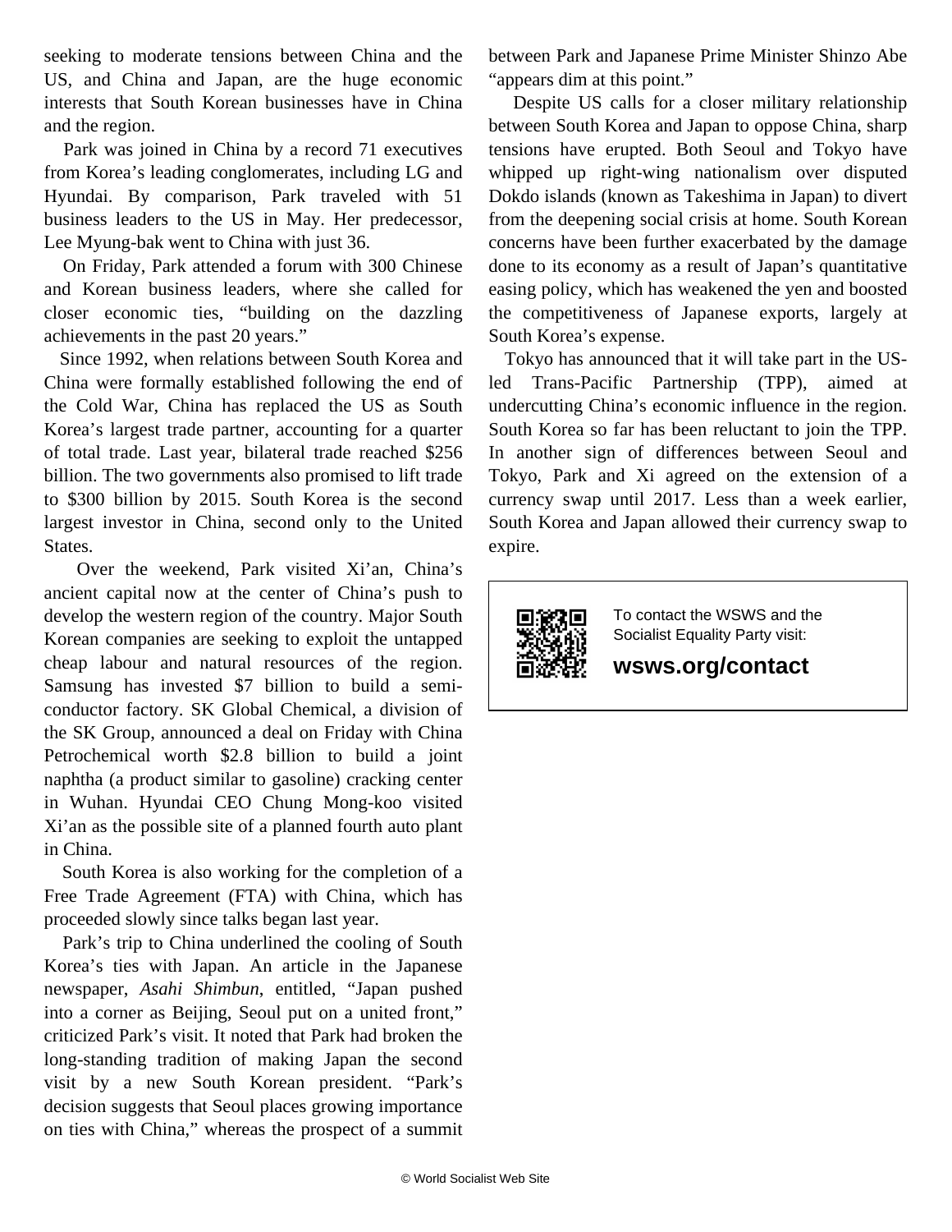seeking to moderate tensions between China and the US, and China and Japan, are the huge economic interests that South Korean businesses have in China and the region.

Park was joined in China by a record 71 executives from Korea's leading conglomerates, including LG and Hyundai. By comparison, Park traveled with 51 business leaders to the US in May. Her predecessor, Lee Myung-bak went to China with just 36.

On Friday, Park attended a forum with 300 Chinese and Korean business leaders, where she called for closer economic ties, "building on the dazzling achievements in the past 20 years."

Since 1992, when relations between South Korea and China were formally established following the end of the Cold War, China has replaced the US as South Korea's largest trade partner, accounting for a quarter of total trade. Last year, bilateral trade reached $256 billion. The two governments also promised to lift trade to $300 billion by 2015. South Korea is the second largest investor in China, second only to the United States.

Over the weekend, Park visited Xi'an, China's ancient capital now at the center of China's push to develop the western region of the country. Major South Korean companies are seeking to exploit the untapped cheap labour and natural resources of the region. Samsung has invested $7 billion to build a semi-conductor factory. SK Global Chemical, a division of the SK Group, announced a deal on Friday with China Petrochemical worth $2.8 billion to build a joint naphtha (a product similar to gasoline) cracking center in Wuhan. Hyundai CEO Chung Mong-koo visited Xi'an as the possible site of a planned fourth auto plant in China.

South Korea is also working for the completion of a Free Trade Agreement (FTA) with China, which has proceeded slowly since talks began last year.

Park's trip to China underlined the cooling of South Korea's ties with Japan. An article in the Japanese newspaper, *Asahi Shimbun*, entitled, "Japan pushed into a corner as Beijing, Seoul put on a united front," criticized Park's visit. It noted that Park had broken the long-standing tradition of making Japan the second visit by a new South Korean president. "Park's decision suggests that Seoul places growing importance on ties with China," whereas the prospect of a summit between Park and Japanese Prime Minister Shinzo Abe "appears dim at this point."

Despite US calls for a closer military relationship between South Korea and Japan to oppose China, sharp tensions have erupted. Both Seoul and Tokyo have whipped up right-wing nationalism over disputed Dokdo islands (known as Takeshima in Japan) to divert from the deepening social crisis at home. South Korean concerns have been further exacerbated by the damage done to its economy as a result of Japan's quantitative easing policy, which has weakened the yen and boosted the competitiveness of Japanese exports, largely at South Korea's expense.

Tokyo has announced that it will take part in the US-led Trans-Pacific Partnership (TPP), aimed at undercutting China's economic influence in the region. South Korea so far has been reluctant to join the TPP. In another sign of differences between Seoul and Tokyo, Park and Xi agreed on the extension of a currency swap until 2017. Less than a week earlier, South Korea and Japan allowed their currency swap to expire.

To contact the WSWS and the Socialist Equality Party visit:

**wsws.org/contact**